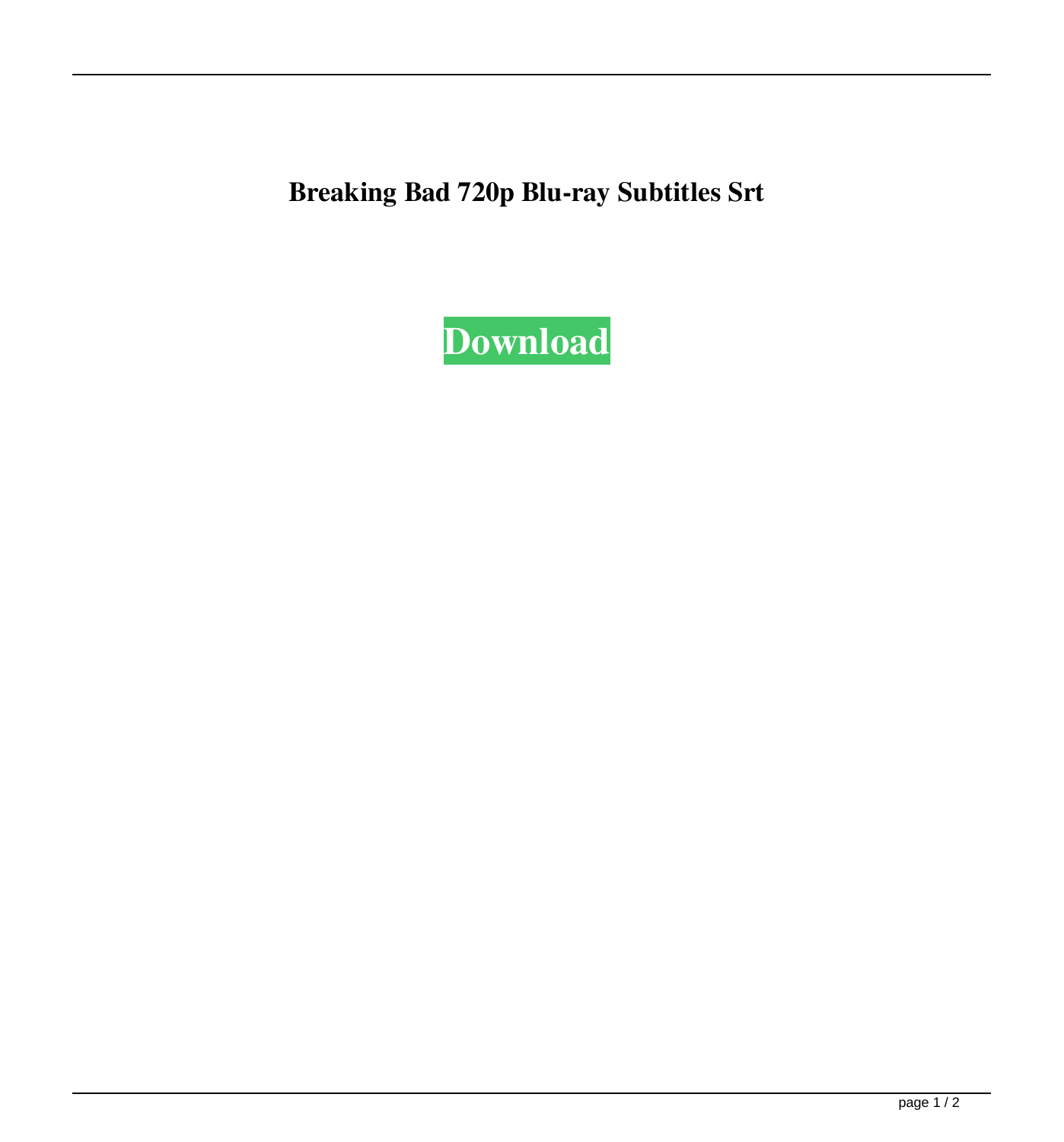# Breaking Bad 720p Blu-ray Subtitles Srt

**Download**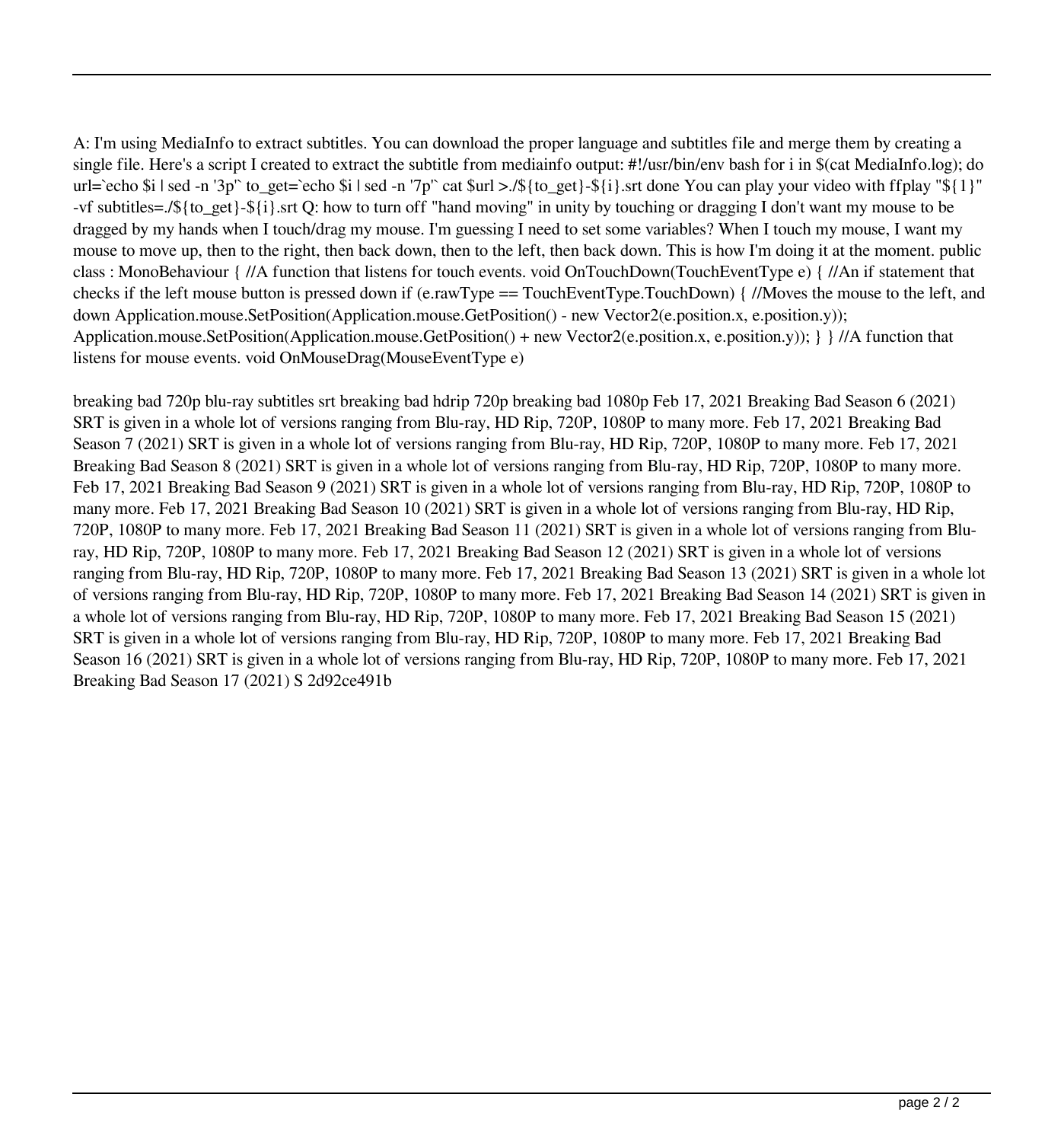A: I'm using MediaInfo to extract subtitles. You can download the proper language and subtitles file and merge them by creating a single file. Here's a script I created to extract the subtitle from mediainfo output: #!/usr/bin/env bash for i in $(cat MediaInfo.log); do url=`echo $i | sed -n '3p'` to_get=`echo $i | sed -n '7p'` cat $url >./${to_get}-${i}.srt done You can play your video with ffplay "${1}" -vf subtitles=./${to_get}-${i}.srt Q: how to turn off "hand moving" in unity by touching or dragging I don't want my mouse to be dragged by my hands when I touch/drag my mouse. I'm guessing I need to set some variables? When I touch my mouse, I want my mouse to move up, then to the right, then back down, then to the left, then back down. This is how I'm doing it at the moment. public class : MonoBehaviour { //A function that listens for touch events. void OnTouchDown(TouchEventType e) { //An if statement that checks if the left mouse button is pressed down if (e.rawType == TouchEventType.TouchDown) { //Moves the mouse to the left, and down Application.mouse.SetPosition(Application.mouse.GetPosition() - new Vector2(e.position.x, e.position.y)); Application.mouse.SetPosition(Application.mouse.GetPosition() + new Vector2(e.position.x, e.position.y)); } } //A function that listens for mouse events. void OnMouseDrag(MouseEventType e)

breaking bad 720p blu-ray subtitles srt breaking bad hdrip 720p breaking bad 1080p Feb 17, 2021 Breaking Bad Season 6 (2021) SRT is given in a whole lot of versions ranging from Blu-ray, HD Rip, 720P, 1080P to many more. Feb 17, 2021 Breaking Bad Season 7 (2021) SRT is given in a whole lot of versions ranging from Blu-ray, HD Rip, 720P, 1080P to many more. Feb 17, 2021 Breaking Bad Season 8 (2021) SRT is given in a whole lot of versions ranging from Blu-ray, HD Rip, 720P, 1080P to many more. Feb 17, 2021 Breaking Bad Season 9 (2021) SRT is given in a whole lot of versions ranging from Blu-ray, HD Rip, 720P, 1080P to many more. Feb 17, 2021 Breaking Bad Season 10 (2021) SRT is given in a whole lot of versions ranging from Blu-ray, HD Rip, 720P, 1080P to many more. Feb 17, 2021 Breaking Bad Season 11 (2021) SRT is given in a whole lot of versions ranging from Blu-ray, HD Rip, 720P, 1080P to many more. Feb 17, 2021 Breaking Bad Season 12 (2021) SRT is given in a whole lot of versions ranging from Blu-ray, HD Rip, 720P, 1080P to many more. Feb 17, 2021 Breaking Bad Season 13 (2021) SRT is given in a whole lot of versions ranging from Blu-ray, HD Rip, 720P, 1080P to many more. Feb 17, 2021 Breaking Bad Season 14 (2021) SRT is given in a whole lot of versions ranging from Blu-ray, HD Rip, 720P, 1080P to many more. Feb 17, 2021 Breaking Bad Season 15 (2021) SRT is given in a whole lot of versions ranging from Blu-ray, HD Rip, 720P, 1080P to many more. Feb 17, 2021 Breaking Bad Season 16 (2021) SRT is given in a whole lot of versions ranging from Blu-ray, HD Rip, 720P, 1080P to many more. Feb 17, 2021 Breaking Bad Season 17 (2021) S 2d92ce491b